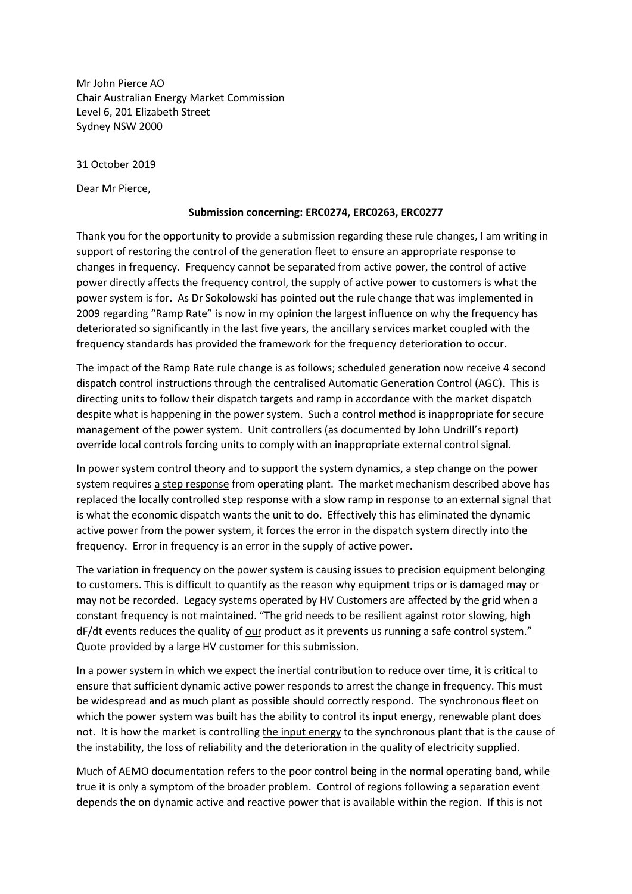Mr John Pierce AO
Chair Australian Energy Market Commission
Level 6, 201 Elizabeth Street
Sydney NSW 2000

31 October 2019

Dear Mr Pierce,

**Submission concerning: ERC0274, ERC0263, ERC0277**

Thank you for the opportunity to provide a submission regarding these rule changes, I am writing in support of restoring the control of the generation fleet to ensure an appropriate response to changes in frequency. Frequency cannot be separated from active power, the control of active power directly affects the frequency control, the supply of active power to customers is what the power system is for. As Dr Sokolowski has pointed out the rule change that was implemented in 2009 regarding "Ramp Rate" is now in my opinion the largest influence on why the frequency has deteriorated so significantly in the last five years, the ancillary services market coupled with the frequency standards has provided the framework for the frequency deterioration to occur.

The impact of the Ramp Rate rule change is as follows; scheduled generation now receive 4 second dispatch control instructions through the centralised Automatic Generation Control (AGC). This is directing units to follow their dispatch targets and ramp in accordance with the market dispatch despite what is happening in the power system. Such a control method is inappropriate for secure management of the power system. Unit controllers (as documented by John Undrill's report) override local controls forcing units to comply with an inappropriate external control signal.

In power system control theory and to support the system dynamics, a step change on the power system requires <u>a step response</u> from operating plant. The market mechanism described above has replaced the <u>locally controlled step response with a slow ramp in response</u> to an external signal that is what the economic dispatch wants the unit to do. Effectively this has eliminated the dynamic active power from the power system, it forces the error in the dispatch system directly into the frequency. Error in frequency is an error in the supply of active power.

The variation in frequency on the power system is causing issues to precision equipment belonging to customers. This is difficult to quantify as the reason why equipment trips or is damaged may or may not be recorded. Legacy systems operated by HV Customers are affected by the grid when a constant frequency is not maintained. "The grid needs to be resilient against rotor slowing, high dF/dt events reduces the quality of <u>our</u> product as it prevents us running a safe control system." Quote provided by a large HV customer for this submission.

In a power system in which we expect the inertial contribution to reduce over time, it is critical to ensure that sufficient dynamic active power responds to arrest the change in frequency. This must be widespread and as much plant as possible should correctly respond. The synchronous fleet on which the power system was built has the ability to control its input energy, renewable plant does not. It is how the market is controlling <u>the input energy</u> to the synchronous plant that is the cause of the instability, the loss of reliability and the deterioration in the quality of electricity supplied.

Much of AEMO documentation refers to the poor control being in the normal operating band, while true it is only a symptom of the broader problem. Control of regions following a separation event depends the on dynamic active and reactive power that is available within the region. If this is not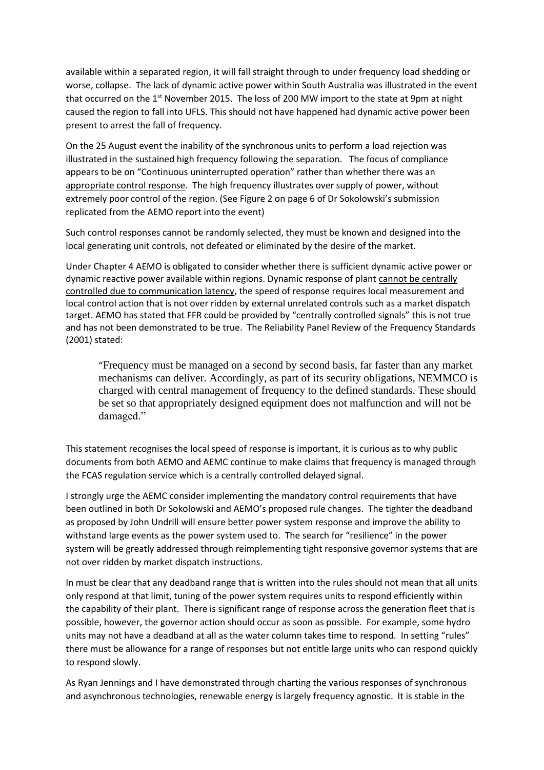available within a separated region, it will fall straight through to under frequency load shedding or worse, collapse. The lack of dynamic active power within South Australia was illustrated in the event that occurred on the 1st November 2015. The loss of 200 MW import to the state at 9pm at night caused the region to fall into UFLS. This should not have happened had dynamic active power been present to arrest the fall of frequency.

On the 25 August event the inability of the synchronous units to perform a load rejection was illustrated in the sustained high frequency following the separation. The focus of compliance appears to be on "Continuous uninterrupted operation" rather than whether there was an <u>appropriate control response</u>. The high frequency illustrates over supply of power, without extremely poor control of the region. (See Figure 2 on page 6 of Dr Sokolowski's submission replicated from the AEMO report into the event)

Such control responses cannot be randomly selected, they must be known and designed into the local generating unit controls, not defeated or eliminated by the desire of the market.

Under Chapter 4 AEMO is obligated to consider whether there is sufficient dynamic active power or dynamic reactive power available within regions. Dynamic response of plant <u>cannot be centrally controlled due to communication latency</u>, the speed of response requires local measurement and local control action that is not over ridden by external unrelated controls such as a market dispatch target. AEMO has stated that FFR could be provided by "centrally controlled signals" this is not true and has not been demonstrated to be true. The Reliability Panel Review of the Frequency Standards (2001) stated:

> "Frequency must be managed on a second by second basis, far faster than any market mechanisms can deliver. Accordingly, as part of its security obligations, NEMMCO is charged with central management of frequency to the defined standards. These should be set so that appropriately designed equipment does not malfunction and will not be damaged."

This statement recognises the local speed of response is important, it is curious as to why public documents from both AEMO and AEMC continue to make claims that frequency is managed through the FCAS regulation service which is a centrally controlled delayed signal.

I strongly urge the AEMC consider implementing the mandatory control requirements that have been outlined in both Dr Sokolowski and AEMO's proposed rule changes. The tighter the deadband as proposed by John Undrill will ensure better power system response and improve the ability to withstand large events as the power system used to. The search for "resilience" in the power system will be greatly addressed through reimplementing tight responsive governor systems that are not over ridden by market dispatch instructions.

In must be clear that any deadband range that is written into the rules should not mean that all units only respond at that limit, tuning of the power system requires units to respond efficiently within the capability of their plant. There is significant range of response across the generation fleet that is possible, however, the governor action should occur as soon as possible. For example, some hydro units may not have a deadband at all as the water column takes time to respond. In setting "rules" there must be allowance for a range of responses but not entitle large units who can respond quickly to respond slowly.

As Ryan Jennings and I have demonstrated through charting the various responses of synchronous and asynchronous technologies, renewable energy is largely frequency agnostic. It is stable in the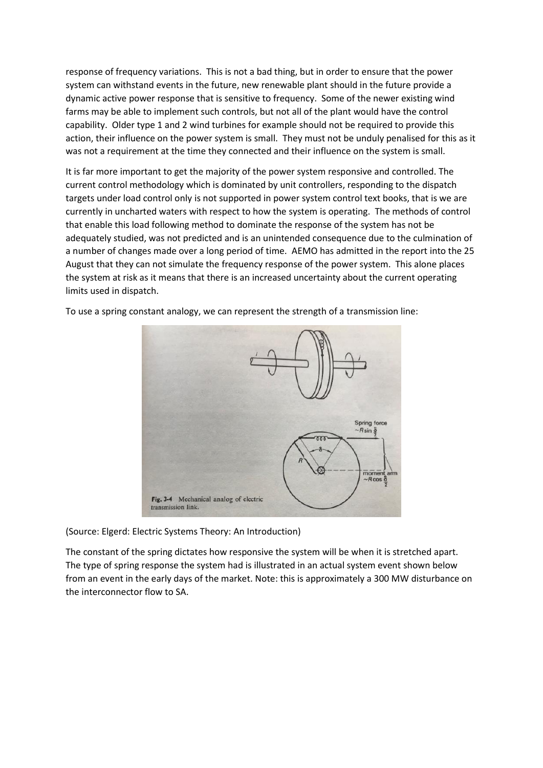response of frequency variations. This is not a bad thing, but in order to ensure that the power system can withstand events in the future, new renewable plant should in the future provide a dynamic active power response that is sensitive to frequency. Some of the newer existing wind farms may be able to implement such controls, but not all of the plant would have the control capability. Older type 1 and 2 wind turbines for example should not be required to provide this action, their influence on the power system is small. They must not be unduly penalised for this as it was not a requirement at the time they connected and their influence on the system is small.

It is far more important to get the majority of the power system responsive and controlled. The current control methodology which is dominated by unit controllers, responding to the dispatch targets under load control only is not supported in power system control text books, that is we are currently in uncharted waters with respect to how the system is operating. The methods of control that enable this load following method to dominate the response of the system has not be adequately studied, was not predicted and is an unintended consequence due to the culmination of a number of changes made over a long period of time. AEMO has admitted in the report into the 25 August that they can not simulate the frequency response of the power system. This alone places the system at risk as it means that there is an increased uncertainty about the current operating limits used in dispatch.

To use a spring constant analogy, we can represent the strength of a transmission line:

Spring force $\sim R \sin \frac{\delta}{2}$

moment arm $\sim R \cos \frac{\delta}{2}$

**Fig. 3-4** Mechanical analog of electric transmission link.

(Source: Elgerd: Electric Systems Theory: An Introduction)

The constant of the spring dictates how responsive the system will be when it is stretched apart. The type of spring response the system had is illustrated in an actual system event shown below from an event in the early days of the market. Note: this is approximately a 300 MW disturbance on the interconnector flow to SA.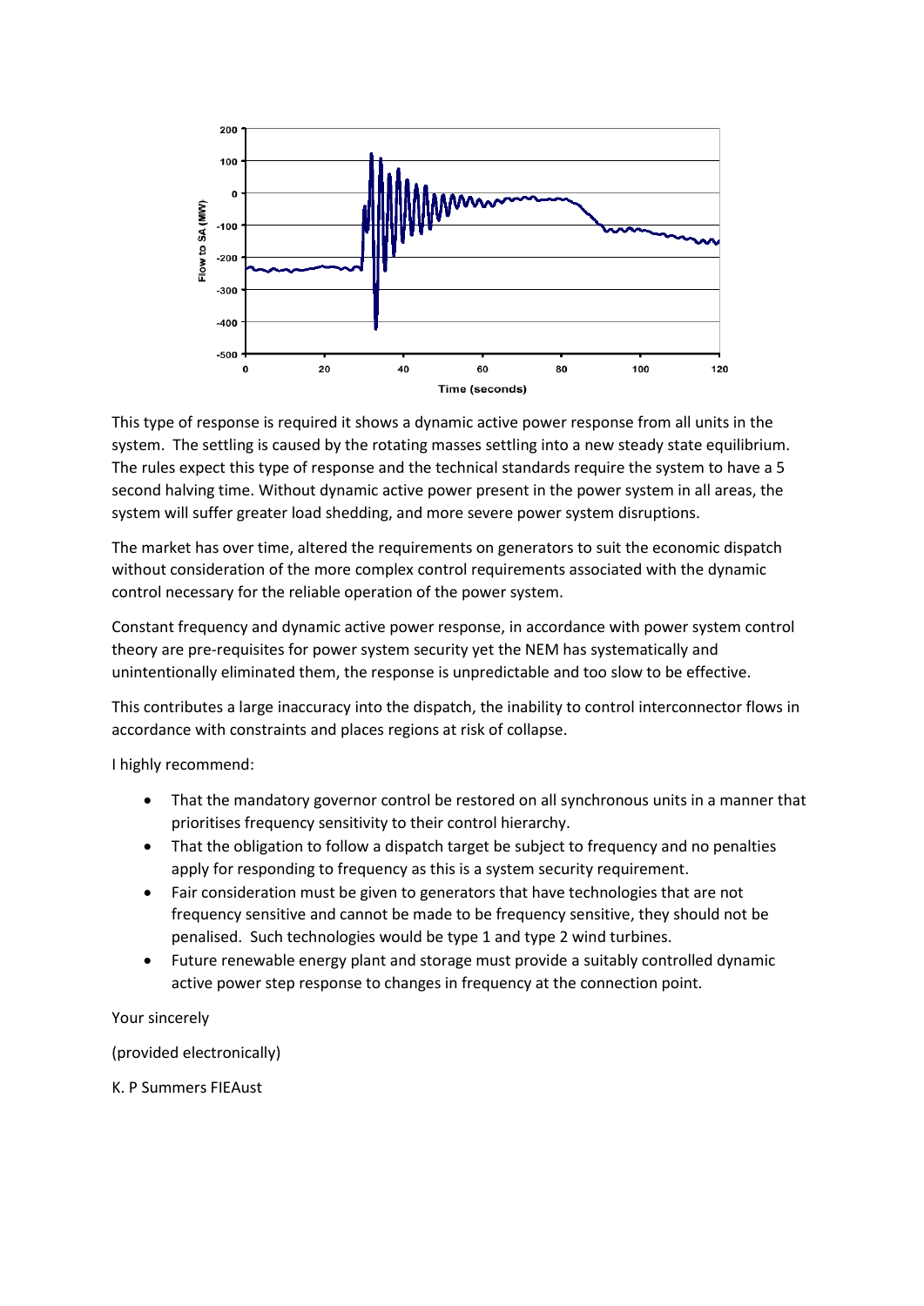200
100
0
-100
-200
-300
-400
-500

Flow to SA (MW)

0
20
40
60
80
100
120

Time (seconds)

This type of response is required it shows a dynamic active power response from all units in the system. The settling is caused by the rotating masses settling into a new steady state equilibrium. The rules expect this type of response and the technical standards require the system to have a 5 second halving time. Without dynamic active power present in the power system in all areas, the system will suffer greater load shedding, and more severe power system disruptions.

The market has over time, altered the requirements on generators to suit the economic dispatch without consideration of the more complex control requirements associated with the dynamic control necessary for the reliable operation of the power system.

Constant frequency and dynamic active power response, in accordance with power system control theory are pre-requisites for power system security yet the NEM has systematically and unintentionally eliminated them, the response is unpredictable and too slow to be effective.

This contributes a large inaccuracy into the dispatch, the inability to control interconnector flows in accordance with constraints and places regions at risk of collapse.

I highly recommend:

- That the mandatory governor control be restored on all synchronous units in a manner that prioritises frequency sensitivity to their control hierarchy.
- That the obligation to follow a dispatch target be subject to frequency and no penalties apply for responding to frequency as this is a system security requirement.
- Fair consideration must be given to generators that have technologies that are not frequency sensitive and cannot be made to be frequency sensitive, they should not be penalised. Such technologies would be type 1 and type 2 wind turbines.
- Future renewable energy plant and storage must provide a suitably controlled dynamic active power step response to changes in frequency at the connection point.

Your sincerely

(provided electronically)

K. P Summers FIEAust